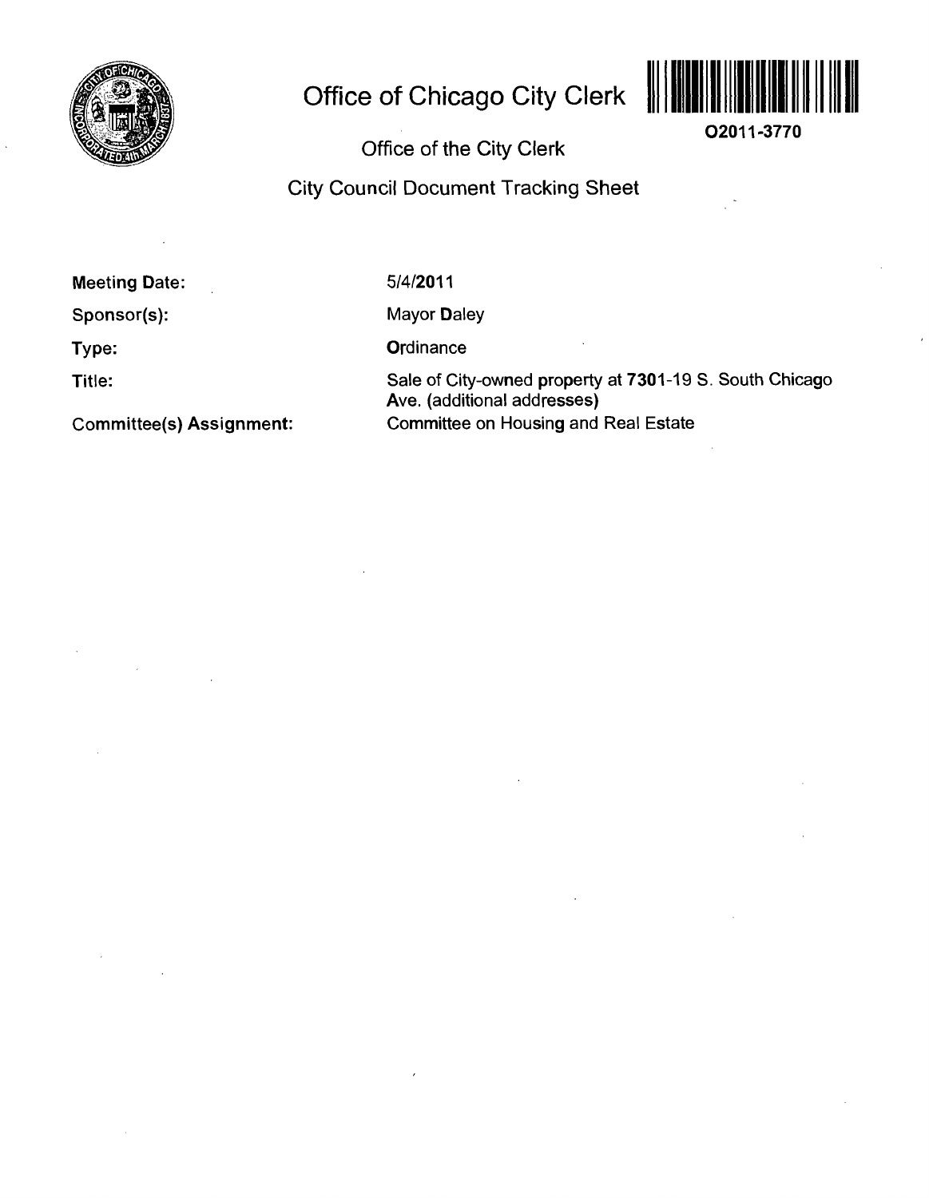# Office of Chicago City Clerk

O2011-3770

## Office of the City Clerk

## City Council Document Tracking Sheet

| | |
|---|---|
| **Meeting Date:** | 5/4/2011 |
| **Sponsor(s):** | Mayor Daley |
| **Type:** | Ordinance |
| **Title:** | Sale of City-owned property at 7301-19 S. South Chicago Ave. (additional addresses) |
| **Committee(s) Assignment:** | Committee on Housing and Real Estate |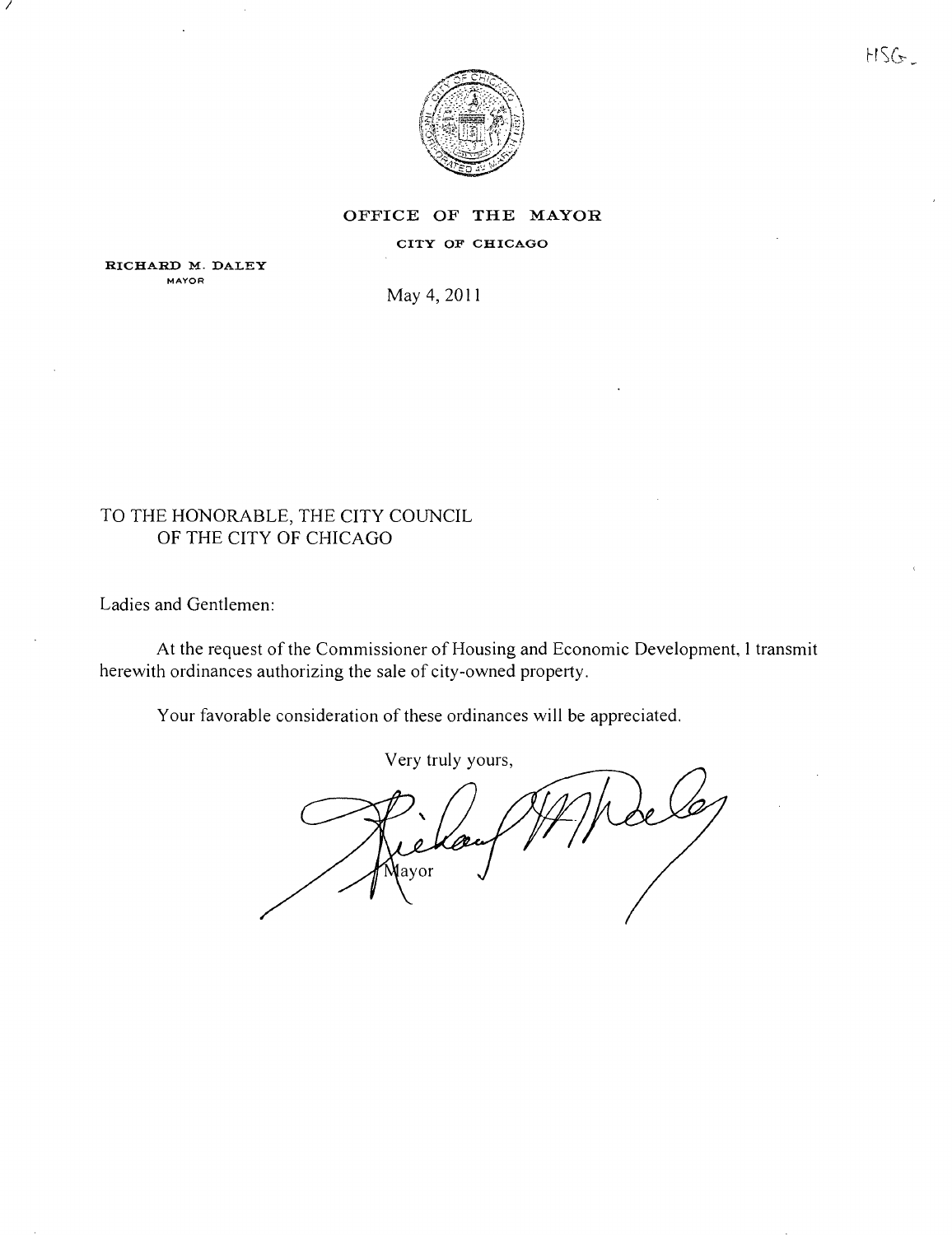HSG

**OFFICE OF THE MAYOR**

**CITY OF CHICAGO**

**RICHARD M. DALEY**
MAYOR

May 4, 2011

TO THE HONORABLE, THE CITY COUNCIL
OF THE CITY OF CHICAGO

Ladies and Gentlemen:

At the request of the Commissioner of Housing and Economic Development, I transmit herewith ordinances authorizing the sale of city-owned property.

Your favorable consideration of these ordinances will be appreciated.

Very truly yours,

Mayor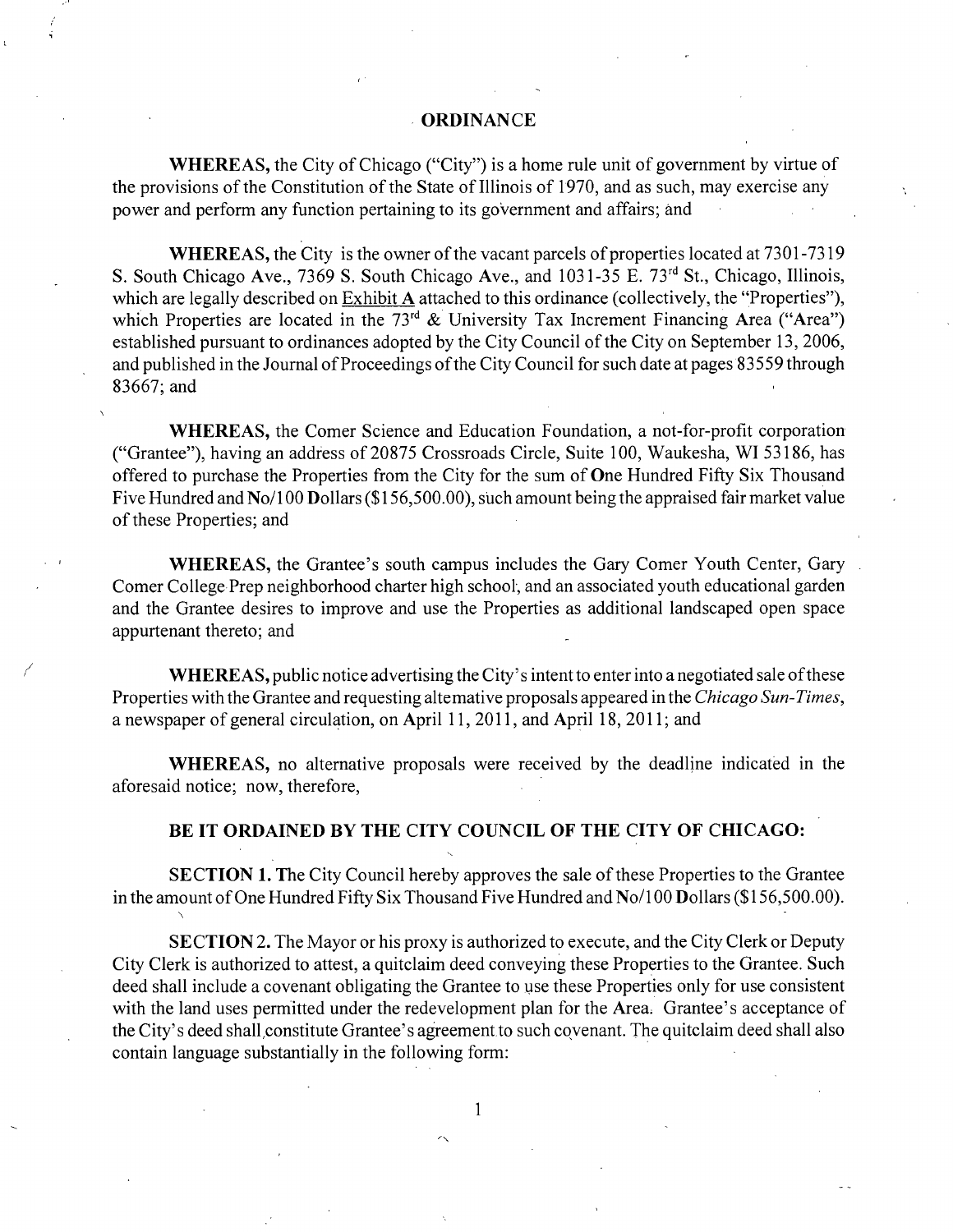# ORDINANCE

**WHEREAS,** the City of Chicago ("City") is a home rule unit of government by virtue of the provisions of the Constitution of the State of Illinois of 1970, and as such, may exercise any power and perform any function pertaining to its government and affairs; and

**WHEREAS,** the City is the owner of the vacant parcels of properties located at 7301-7319 S. South Chicago Ave., 7369 S. South Chicago Ave., and 1031-35 E. 73rd St., Chicago, Illinois, which are legally described on Exhibit A attached to this ordinance (collectively, the "Properties"), which Properties are located in the 73rd & University Tax Increment Financing Area ("Area") established pursuant to ordinances adopted by the City Council of the City on September 13, 2006, and published in the Journal of Proceedings of the City Council for such date at pages 83559 through 83667; and

**WHEREAS,** the Comer Science and Education Foundation, a not-for-profit corporation ("Grantee"), having an address of 20875 Crossroads Circle, Suite 100, Waukesha, WI 53186, has offered to purchase the Properties from the City for the sum of One Hundred Fifty Six Thousand Five Hundred and No/100 Dollars ($156,500.00), such amount being the appraised fair market value of these Properties; and

**WHEREAS,** the Grantee's south campus includes the Gary Comer Youth Center, Gary Comer College Prep neighborhood charter high school, and an associated youth educational garden and the Grantee desires to improve and use the Properties as additional landscaped open space appurtenant thereto; and

**WHEREAS,** public notice advertising the City's intent to enter into a negotiated sale of these Properties with the Grantee and requesting alternative proposals appeared in the *Chicago Sun-Times*, a newspaper of general circulation, on April 11, 2011, and April 18, 2011; and

**WHEREAS,** no alternative proposals were received by the deadline indicated in the aforesaid notice; now, therefore,

**BE IT ORDAINED BY THE CITY COUNCIL OF THE CITY OF CHICAGO:**

**SECTION 1.** The City Council hereby approves the sale of these Properties to the Grantee in the amount of One Hundred Fifty Six Thousand Five Hundred and No/100 Dollars ($156,500.00).

**SECTION 2.** The Mayor or his proxy is authorized to execute, and the City Clerk or Deputy City Clerk is authorized to attest, a quitclaim deed conveying these Properties to the Grantee. Such deed shall include a covenant obligating the Grantee to use these Properties only for use consistent with the land uses permitted under the redevelopment plan for the Area. Grantee's acceptance of the City's deed shall constitute Grantee's agreement to such covenant. The quitclaim deed shall also contain language substantially in the following form: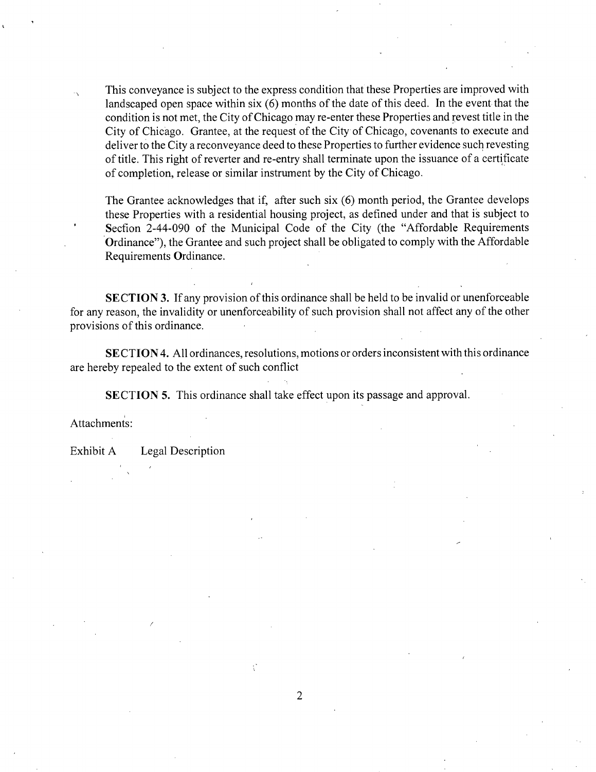This conveyance is subject to the express condition that these Properties are improved with landscaped open space within six (6) months of the date of this deed. In the event that the condition is not met, the City of Chicago may re-enter these Properties and revest title in the City of Chicago. Grantee, at the request of the City of Chicago, covenants to execute and deliver to the City a reconveyance deed to these Properties to further evidence such revesting of title. This right of reverter and re-entry shall terminate upon the issuance of a certificate of completion, release or similar instrument by the City of Chicago.

The Grantee acknowledges that if, after such six (6) month period, the Grantee develops these Properties with a residential housing project, as defined under and that is subject to Secfion 2-44-090 of the Municipal Code of the City (the "Affordable Requirements Ordinance"), the Grantee and such project shall be obligated to comply with the Affordable Requirements Ordinance.

**SECTION 3.** If any provision of this ordinance shall be held to be invalid or unenforceable for any reason, the invalidity or unenforceability of such provision shall not affect any of the other provisions of this ordinance.

**SECTION 4.** All ordinances, resolutions, motions or orders inconsistent with this ordinance are hereby repealed to the extent of such conflict

**SECTION 5.** This ordinance shall take effect upon its passage and approval.

Attachments:

Exhibit A Legal Description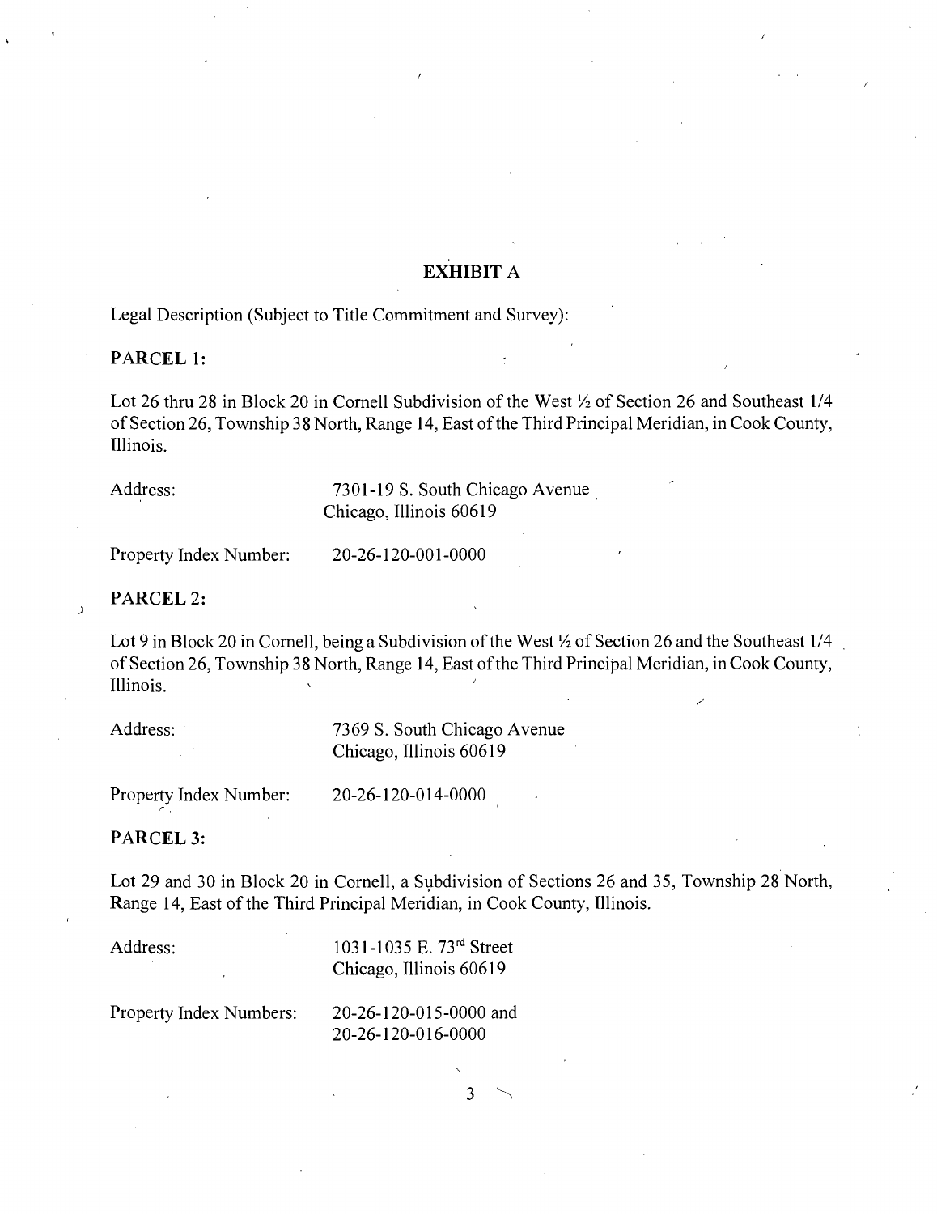## EXHIBIT A

Legal Description (Subject to Title Commitment and Survey):

**PARCEL 1:**

Lot 26 thru 28 in Block 20 in Cornell Subdivision of the West ½ of Section 26 and Southeast 1/4 of Section 26, Township 38 North, Range 14, East of the Third Principal Meridian, in Cook County, Illinois.

Address: 7301-19 S. South Chicago Avenue
Chicago, Illinois 60619

Property Index Number: 20-26-120-001-0000

**PARCEL 2:**

Lot 9 in Block 20 in Cornell, being a Subdivision of the West ½ of Section 26 and the Southeast 1/4 of Section 26, Township 38 North, Range 14, East of the Third Principal Meridian, in Cook County, Illinois.

Address: 7369 S. South Chicago Avenue
Chicago, Illinois 60619

Property Index Number: 20-26-120-014-0000

**PARCEL 3:**

Lot 29 and 30 in Block 20 in Cornell, a Subdivision of Sections 26 and 35, Township 28 North, Range 14, East of the Third Principal Meridian, in Cook County, Illinois.

Address: 1031-1035 E. 73rd Street
Chicago, Illinois 60619

Property Index Numbers: 20-26-120-015-0000 and
20-26-120-016-0000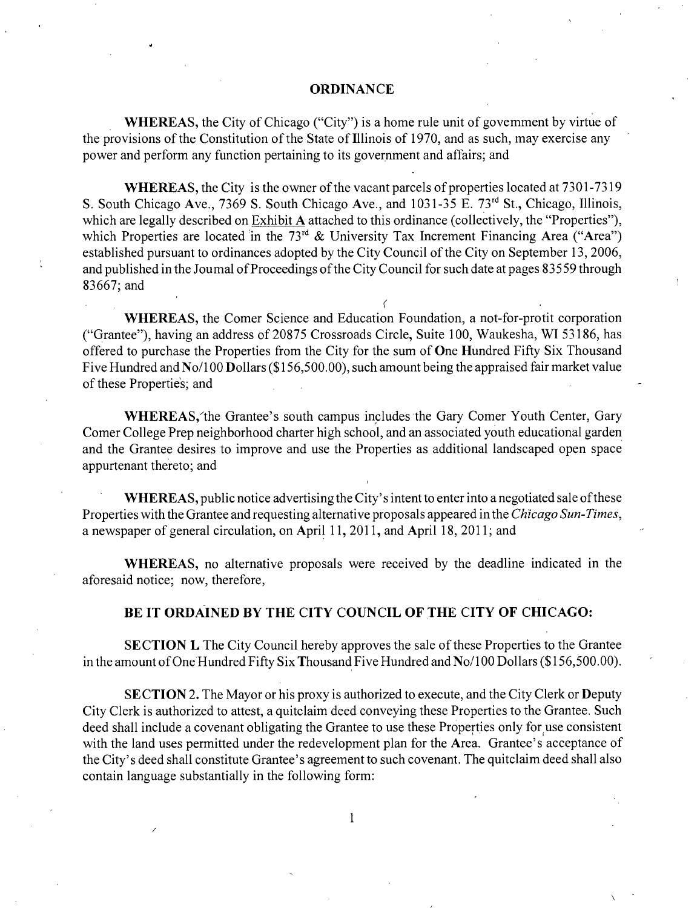# ORDINANCE

**WHEREAS,** the City of Chicago ("City") is a home rule unit of government by virtue of the provisions of the Constitution of the State of Illinois of 1970, and as such, may exercise any power and perform any function pertaining to its government and affairs; and

**WHEREAS,** the City is the owner of the vacant parcels of properties located at 7301-7319 S. South Chicago Ave., 7369 S. South Chicago Ave., and 1031-35 E. 73rd St., Chicago, Illinois, which are legally described on Exhibit A attached to this ordinance (collectively, the "Properties"), which Properties are located in the 73rd & University Tax Increment Financing Area ("Area") established pursuant to ordinances adopted by the City Council of the City on September 13, 2006, and published in the Journal of Proceedings of the City Council for such date at pages 83559 through 83667; and

**WHEREAS,** the Comer Science and Education Foundation, a not-for-profit corporation ("Grantee"), having an address of 20875 Crossroads Circle, Suite 100, Waukesha, WI 53186, has offered to purchase the Properties from the City for the sum of One Hundred Fifty Six Thousand Five Hundred and No/100 Dollars ($156,500.00), such amount being the appraised fair market value of these Properties; and

**WHEREAS,** the Grantee's south campus includes the Gary Comer Youth Center, Gary Comer College Prep neighborhood charter high school, and an associated youth educational garden and the Grantee desires to improve and use the Properties as additional landscaped open space appurtenant thereto; and

**WHEREAS,** public notice advertising the City's intent to enter into a negotiated sale of these Properties with the Grantee and requesting alternative proposals appeared in the *Chicago Sun-Times*, a newspaper of general circulation, on April 11, 2011, and April 18, 2011; and

**WHEREAS,** no alternative proposals were received by the deadline indicated in the aforesaid notice; now, therefore,

**BE IT ORDAINED BY THE CITY COUNCIL OF THE CITY OF CHICAGO:**

**SECTION 1.** The City Council hereby approves the sale of these Properties to the Grantee in the amount of One Hundred Fifty Six Thousand Five Hundred and No/100 Dollars ($156,500.00).

**SECTION 2.** The Mayor or his proxy is authorized to execute, and the City Clerk or Deputy City Clerk is authorized to attest, a quitclaim deed conveying these Properties to the Grantee. Such deed shall include a covenant obligating the Grantee to use these Properties only for use consistent with the land uses permitted under the redevelopment plan for the Area. Grantee's acceptance of the City's deed shall constitute Grantee's agreement to such covenant. The quitclaim deed shall also contain language substantially in the following form: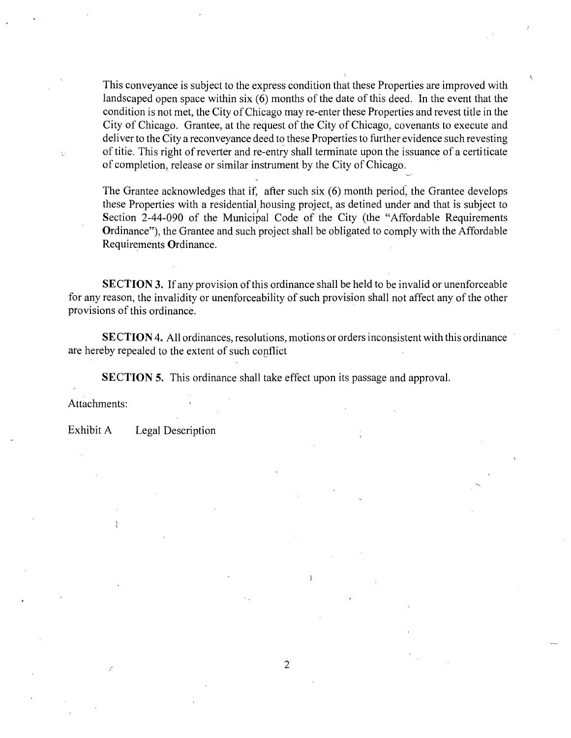This conveyance is subject to the express condition that these Properties are improved with landscaped open space within six (6) months of the date of this deed. In the event that the condition is not met, the City of Chicago may re-enter these Properties and revest title in the City of Chicago. Grantee, at the request of the City of Chicago, covenants to execute and deliver to the City a reconveyance deed to these Properties to further evidence such revesting of titie. This right of reverter and re-entry shall terminate upon the issuance of a certiticate of completion, release or similar instrument by the City of Chicago.

The Grantee acknowledges that if, after such six (6) month period, the Grantee develops these Properties with a residential housing project, as detined under and that is subject to Section 2-44-090 of the Municipal Code of the City (the "Affordable Requirements Ordinance"), the Grantee and such project shall be obligated to comply with the Affordable Requirements Ordinance.

**SECTION 3.** If any provision of this ordinance shall be held to be invalid or unenforceable for any reason, the invalidity or unenforceability of such provision shall not affect any of the other provisions of this ordinance.

**SECTION 4.** All ordinances, resolutions, motions or orders inconsistent with this ordinance are hereby repealed to the extent of such conflict

**SECTION 5.** This ordinance shall take effect upon its passage and approval.

Attachments:

Exhibit A Legal Description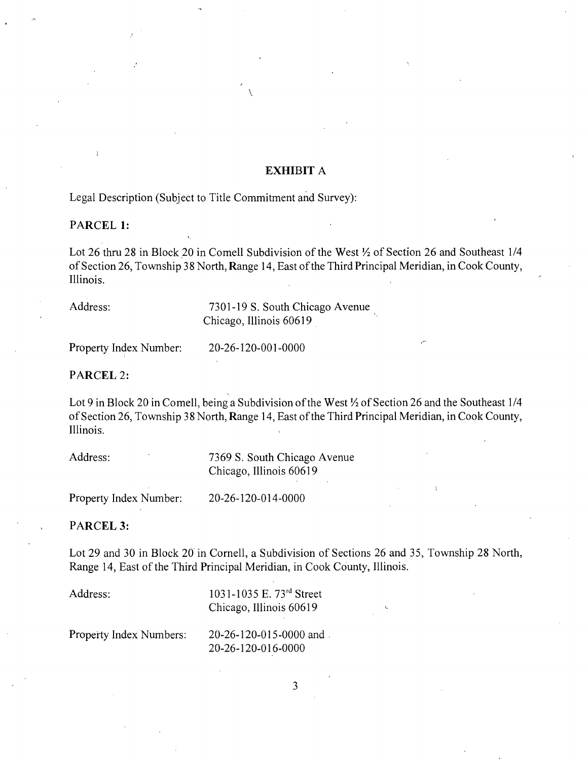# EXHIBIT A

Legal Description (Subject to Title Commitment and Survey):

**PARCEL 1:**

Lot 26 thru 28 in Block 20 in Comell Subdivision of the West ½ of Section 26 and Southeast 1/4 of Section 26, Township 38 North, Range 14, East of the Third Principal Meridian, in Cook County, Illinois.

Address: 7301-19 S. South Chicago Avenue
Chicago, Illinois 60619

Property Index Number: 20-26-120-001-0000

**PARCEL 2:**

Lot 9 in Block 20 in Comell, being a Subdivision of the West ½ of Section 26 and the Southeast 1/4 of Section 26, Township 38 North, Range 14, East of the Third Principal Meridian, in Cook County, Illinois.

Address: 7369 S. South Chicago Avenue
Chicago, Illinois 60619

Property Index Number: 20-26-120-014-0000

**PARCEL 3:**

Lot 29 and 30 in Block 20 in Cornell, a Subdivision of Sections 26 and 35, Township 28 North, Range 14, East of the Third Principal Meridian, in Cook County, Illinois.

Address: 1031-1035 E. 73rd Street
Chicago, Illinois 60619

Property Index Numbers: 20-26-120-015-0000 and
20-26-120-016-0000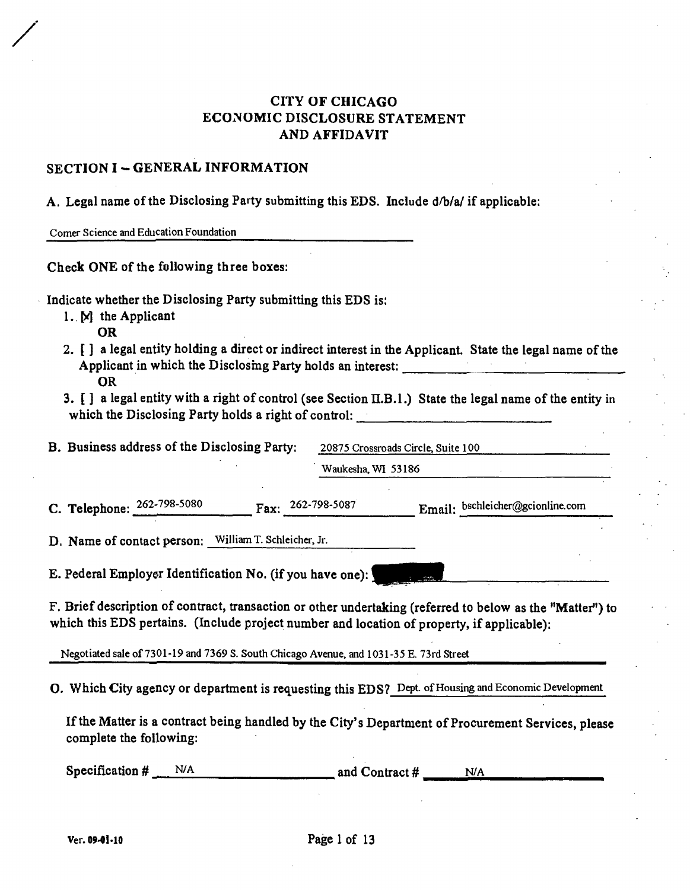# CITY OF CHICAGO
# ECONOMIC DISCLOSURE STATEMENT AND AFFIDAVIT

## SECTION I -- GENERAL INFORMATION

A. Legal name of the Disclosing Party submitting this EDS. Include d/b/a/ if applicable:

Comer Science and Education Foundation

Check ONE of the following three boxes:

Indicate whether the Disclosing Party submitting this EDS is:

1. [X] the Applicant
   **OR**
2. [ ] a legal entity holding a direct or indirect interest in the Applicant. State the legal name of the Applicant in which the Disclosing Party holds an interest: ____________
   **OR**
3. [ ] a legal entity with a right of control (see Section II.B.1.) State the legal name of the entity in which the Disclosing Party holds a right of control: ____________

B. Business address of the Disclosing Party: 20875 Crossroads Circle, Suite 100
Waukesha, WI 53186

C. Telephone: 262-798-5080 Fax: 262-798-5087 Email: bschleicher@gcionline.com

D. Name of contact person: William T. Schleicher, Jr.

E. Federal Employer Identification No. (if you have one): [REDACTED]

F. Brief description of contract, transaction or other undertaking (referred to below as the "Matter") to which this EDS pertains. (Include project number and location of property, if applicable):

Negotiated sale of 7301-19 and 7369 S. South Chicago Avenue, and 1031-35 E. 73rd Street

G. Which City agency or department is requesting this EDS? Dept. of Housing and Economic Development

If the Matter is a contract being handled by the City's Department of Procurement Services, please complete the following:

Specification # N/A and Contract # N/A

Ver. 09-01-10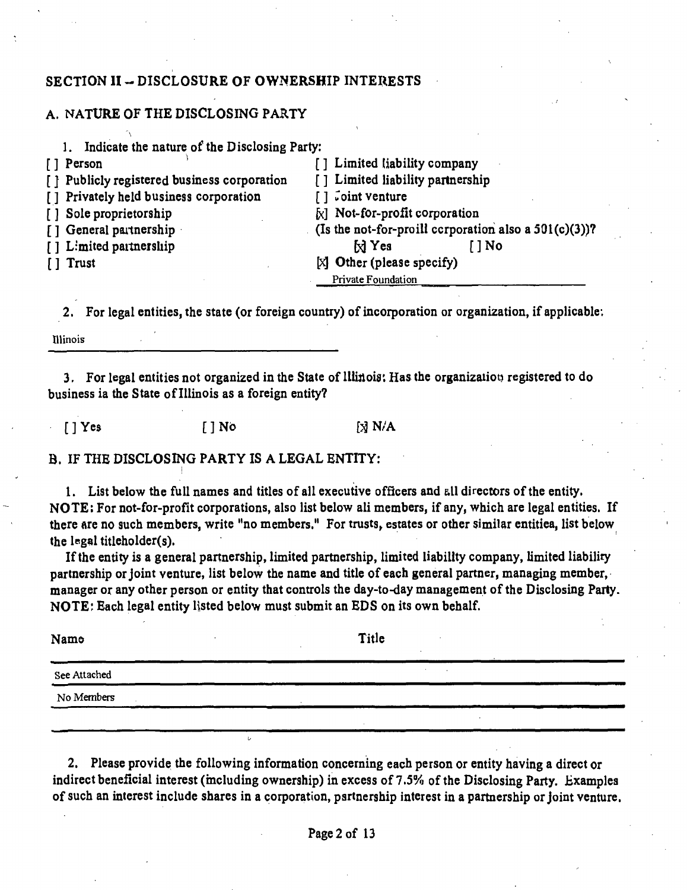## SECTION II -- DISCLOSURE OF OWNERSHIP INTERESTS

### A. NATURE OF THE DISCLOSING PARTY

1. Indicate the nature of the Disclosing Party:

[ ] Person
[ ] Publicly registered business corporation
[ ] Privately held business corporation
[ ] Sole proprietorship
[ ] General partnership
[ ] Limited partnership
[ ] Trust
[ ] Limited liability company
[ ] Limited liability partnership
[ ] Joint venture
[x] Not-for-profit corporation
(Is the not-for-profit corporation also a 501(c)(3))?
[x] Yes [ ] No
[x] Other (please specify)
Private Foundation

2. For legal entities, the state (or foreign country) of incorporation or organization, if applicable:

Illinois

3. For legal entities not organized in the State of Illinois: Has the organization registered to do business in the State of Illinois as a foreign entity?

[ ] Yes [ ] No [x] N/A

### B. IF THE DISCLOSING PARTY IS A LEGAL ENTITY:

1. List below the full names and titles of all executive officers and all directors of the entity. **NOTE:** For not-for-profit corporations, also list below all members, if any, which are legal entities. If there are no such members, write "no members." For trusts, estates or other similar entities, list below the legal titleholder(s).

If the entity is a general partnership, limited partnership, limited liability company, limited liability partnership or joint venture, list below the name and title of each general partner, managing member, manager or any other person or entity that controls the day-to-day management of the Disclosing Party. **NOTE:** Each legal entity listed below must submit an EDS on its own behalf.

| Name | Title |
|---|---|
| See Attached | |
| No Members | |
| | |

2. Please provide the following information concerning each person or entity having a direct or indirect beneficial interest (including ownership) in excess of 7.5% of the Disclosing Party. Examples of such an interest include shares in a corporation, partnership interest in a partnership or joint venture,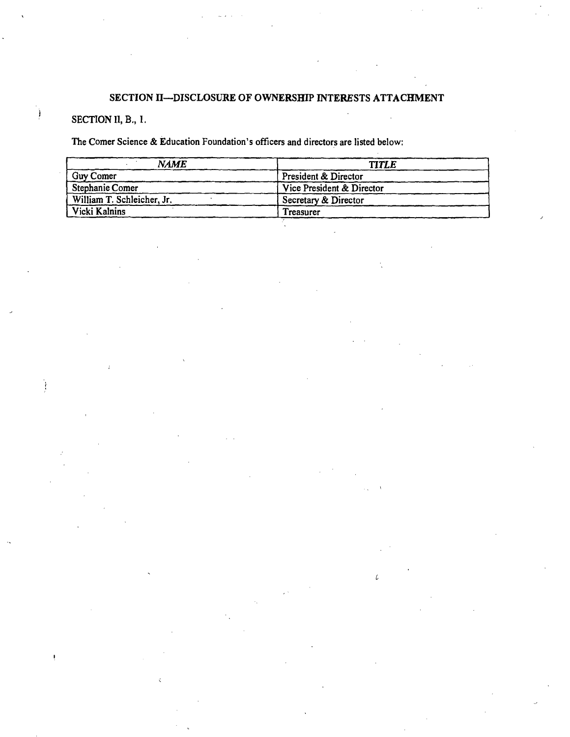## SECTION II—DISCLOSURE OF OWNERSHIP INTERESTS ATTACHMENT

SECTION II, B., 1.

The Comer Science & Education Foundation's officers and directors are listed below:

| *NAME* | *TITLE* |
| --- | --- |
| Guy Comer | President & Director |
| Stephanie Comer | Vice President & Director |
| William T. Schleicher, Jr. | Secretary & Director |
| Vicki Kalnins | Treasurer |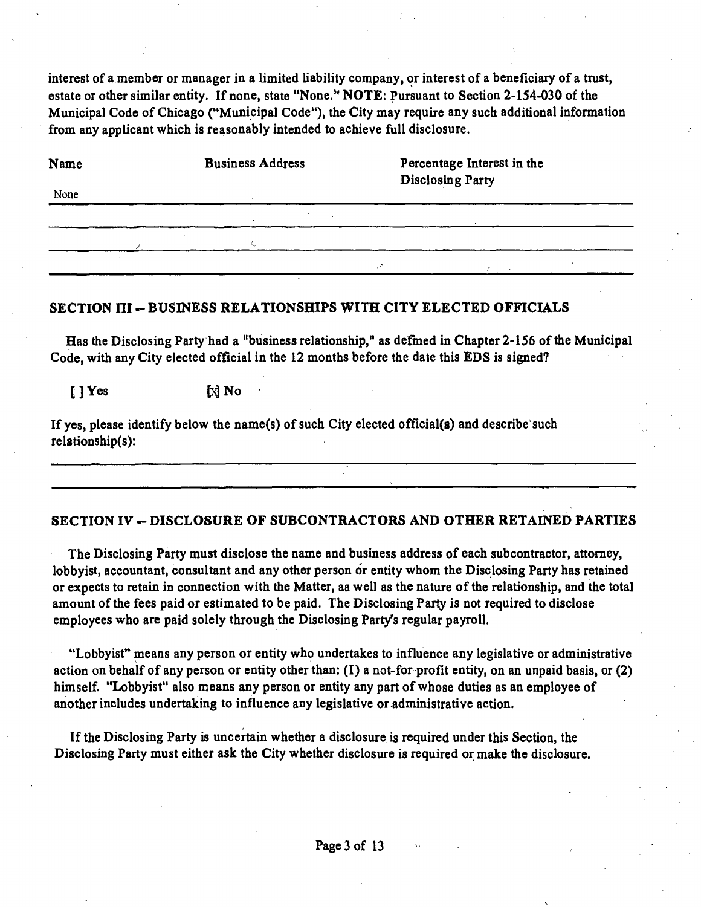interest of a member or manager in a limited liability company, or interest of a beneficiary of a trust, estate or other similar entity. If none, state "None." **NOTE:** Pursuant to Section 2-154-030 of the Municipal Code of Chicago ("Municipal Code"), the City may require any such additional information from any applicant which is reasonably intended to achieve full disclosure.

| Name | Business Address | Percentage Interest in the Disclosing Party |
|---|---|---|
| None | | |
| | | |
| | | |
| | | |

## SECTION III -- BUSINESS RELATIONSHIPS WITH CITY ELECTED OFFICIALS

Has the Disclosing Party had a "business relationship," as defined in Chapter 2-156 of the Municipal Code, with any City elected official in the 12 months before the date this EDS is signed?

[ ] Yes [X] No

If yes, please identify below the name(s) of such City elected official(s) and describe such relationship(s):

## SECTION IV -- DISCLOSURE OF SUBCONTRACTORS AND OTHER RETAINED PARTIES

The Disclosing Party must disclose the name and business address of each subcontractor, attorney, lobbyist, accountant, consultant and any other person or entity whom the Disclosing Party has retained or expects to retain in connection with the Matter, as well as the nature of the relationship, and the total amount of the fees paid or estimated to be paid. The Disclosing Party is not required to disclose employees who are paid solely through the Disclosing Party's regular payroll.

"Lobbyist" means any person or entity who undertakes to influence any legislative or administrative action on behalf of any person or entity other than: (1) a not-for-profit entity, on an unpaid basis, or (2) himself. "Lobbyist" also means any person or entity any part of whose duties as an employee of another includes undertaking to influence any legislative or administrative action.

If the Disclosing Party is uncertain whether a disclosure is required under this Section, the Disclosing Party must either ask the City whether disclosure is required or make the disclosure.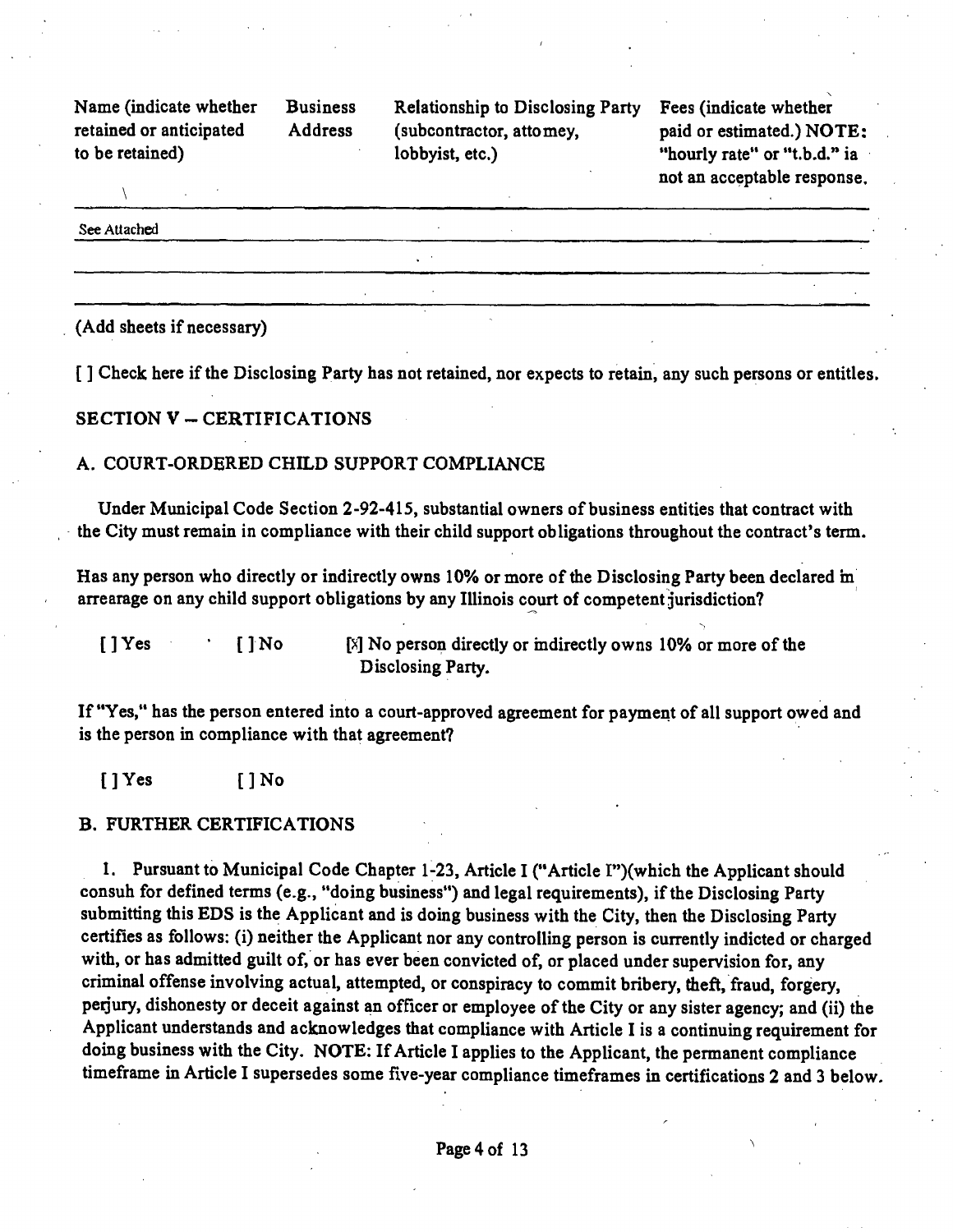| Name (indicate whether retained or anticipated to be retained) | Business Address | Relationship to Disclosing Party (subcontractor, attorney, lobbyist, etc.) | Fees (indicate whether paid or estimated.) NOTE: "hourly rate" or "t.b.d." is not an acceptable response. |
|---|---|---|---|
| See Attached | | | |
| | | | |
| | | | |

(Add sheets if necessary)

[ ] Check here if the Disclosing Party has not retained, nor expects to retain, any such persons or entities.

## SECTION V – CERTIFICATIONS

### A. COURT-ORDERED CHILD SUPPORT COMPLIANCE

Under Municipal Code Section 2-92-415, substantial owners of business entities that contract with the City must remain in compliance with their child support obligations throughout the contract's term.

Has any person who directly or indirectly owns 10% or more of the Disclosing Party been declared in arrearage on any child support obligations by any Illinois court of competent jurisdiction?

[ ] Yes [ ] No [X] No person directly or indirectly owns 10% or more of the Disclosing Party.

If "Yes," has the person entered into a court-approved agreement for payment of all support owed and is the person in compliance with that agreement?

[ ] Yes [ ] No

### B. FURTHER CERTIFICATIONS

1. Pursuant to Municipal Code Chapter 1-23, Article I ("Article I")(which the Applicant should consult for defined terms (e.g., "doing business") and legal requirements), if the Disclosing Party submitting this EDS is the Applicant and is doing business with the City, then the Disclosing Party certifies as follows: (i) neither the Applicant nor any controlling person is currently indicted or charged with, or has admitted guilt of, or has ever been convicted of, or placed under supervision for, any criminal offense involving actual, attempted, or conspiracy to commit bribery, theft, fraud, forgery, perjury, dishonesty or deceit against an officer or employee of the City or any sister agency; and (ii) the Applicant understands and acknowledges that compliance with Article I is a continuing requirement for doing business with the City. NOTE: If Article I applies to the Applicant, the permanent compliance timeframe in Article I supersedes some five-year compliance timeframes in certifications 2 and 3 below.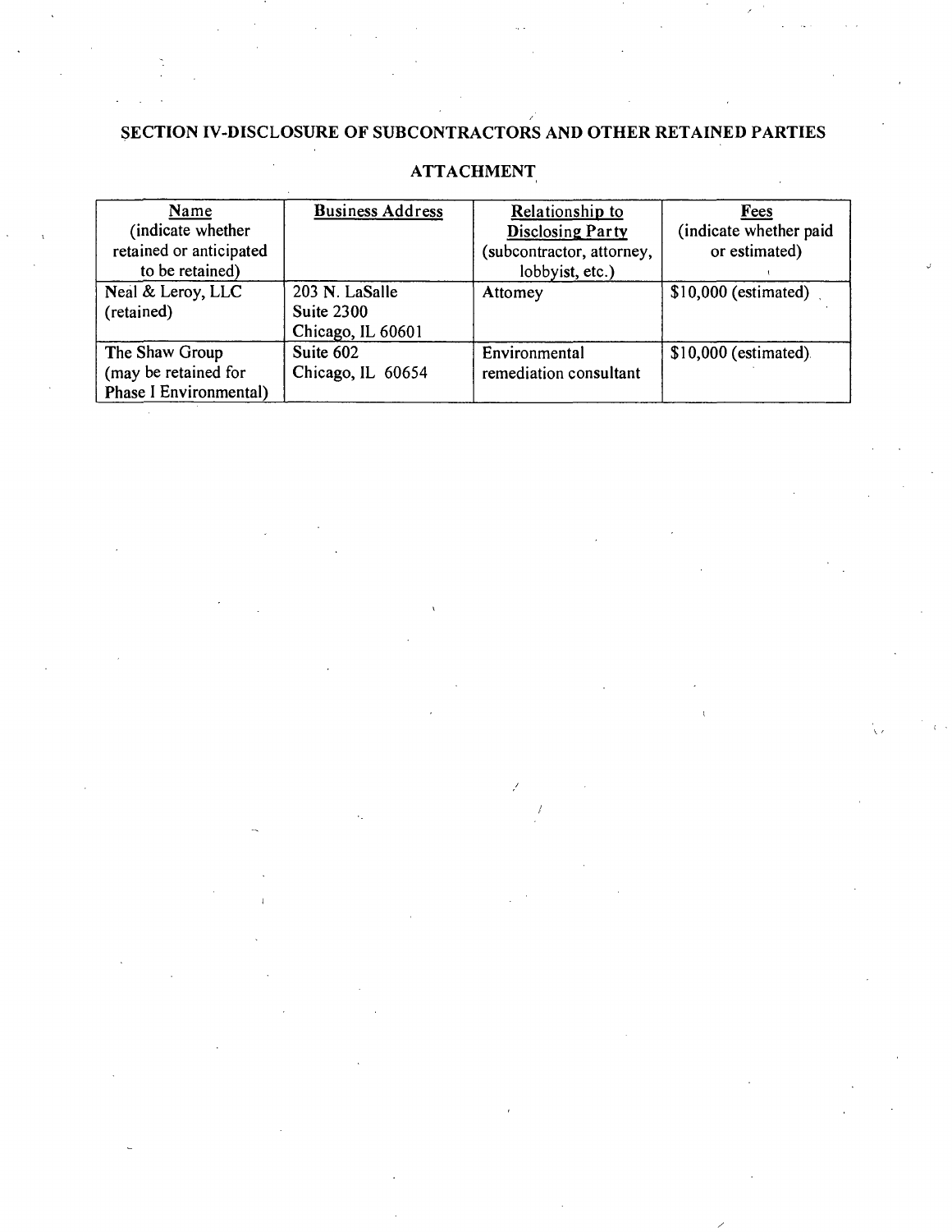## SECTION IV-DISCLOSURE OF SUBCONTRACTORS AND OTHER RETAINED PARTIES

### ATTACHMENT

| Name (indicate whether retained or anticipated to be retained) | Business Address | Relationship to Disclosing Party (subcontractor, attorney, lobbyist, etc.) | Fees (indicate whether paid or estimated) |
|---|---|---|---|
| Neal & Leroy, LLC (retained) | 203 N. LaSalle Suite 2300 Chicago, IL 60601 | Attorney | $10,000 (estimated) |
| The Shaw Group (may be retained for Phase I Environmental) | Suite 602 Chicago, IL 60654 | Environmental remediation consultant | $10,000 (estimated) |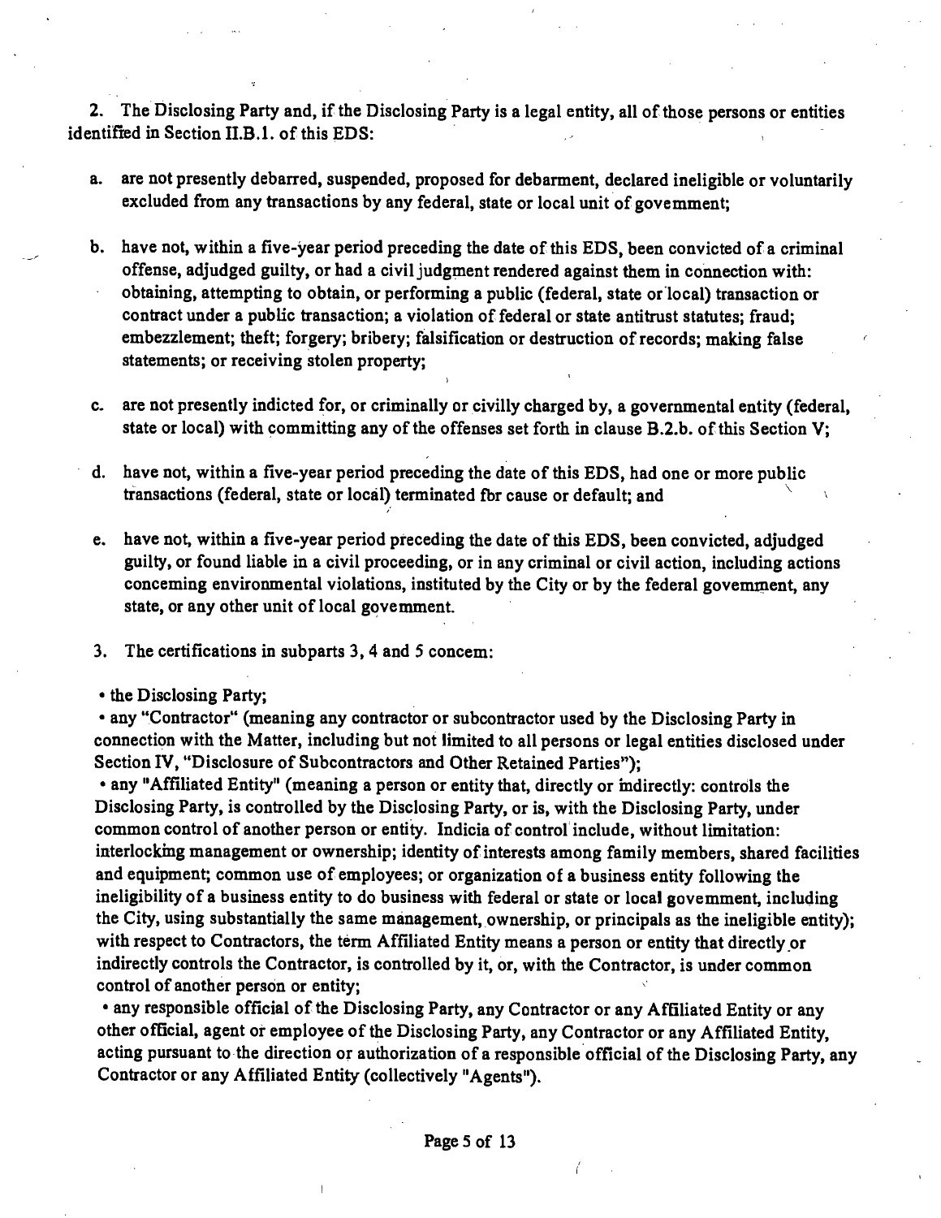2. The Disclosing Party and, if the Disclosing Party is a legal entity, all of those persons or entities identified in Section II.B.1. of this EDS:

   a. are not presently debarred, suspended, proposed for debarment, declared ineligible or voluntarily excluded from any transactions by any federal, state or local unit of government;

   b. have not, within a five-year period preceding the date of this EDS, been convicted of a criminal offense, adjudged guilty, or had a civil judgment rendered against them in connection with: obtaining, attempting to obtain, or performing a public (federal, state or local) transaction or contract under a public transaction; a violation of federal or state antitrust statutes; fraud; embezzlement; theft; forgery; bribery; falsification or destruction of records; making false statements; or receiving stolen property;

   c. are not presently indicted for, or criminally or civilly charged by, a governmental entity (federal, state or local) with committing any of the offenses set forth in clause B.2.b. of this Section V;

   d. have not, within a five-year period preceding the date of this EDS, had one or more public transactions (federal, state or local) terminated for cause or default; and

   e. have not, within a five-year period preceding the date of this EDS, been convicted, adjudged guilty, or found liable in a civil proceeding, or in any criminal or civil action, including actions concerning environmental violations, instituted by the City or by the federal government, any state, or any other unit of local government.

3. The certifications in subparts 3, 4 and 5 concern:

- the Disclosing Party;
- any "Contractor" (meaning any contractor or subcontractor used by the Disclosing Party in connection with the Matter, including but not limited to all persons or legal entities disclosed under Section IV, "Disclosure of Subcontractors and Other Retained Parties");
- any "Affiliated Entity" (meaning a person or entity that, directly or indirectly: controls the Disclosing Party, is controlled by the Disclosing Party, or is, with the Disclosing Party, under common control of another person or entity. Indicia of control include, without limitation: interlocking management or ownership; identity of interests among family members, shared facilities and equipment; common use of employees; or organization of a business entity following the ineligibility of a business entity to do business with federal or state or local government, including the City, using substantially the same management, ownership, or principals as the ineligible entity); with respect to Contractors, the term Affiliated Entity means a person or entity that directly or indirectly controls the Contractor, is controlled by it, or, with the Contractor, is under common control of another person or entity;
- any responsible official of the Disclosing Party, any Contractor or any Affiliated Entity or any other official, agent or employee of the Disclosing Party, any Contractor or any Affiliated Entity, acting pursuant to the direction or authorization of a responsible official of the Disclosing Party, any Contractor or any Affiliated Entity (collectively "Agents").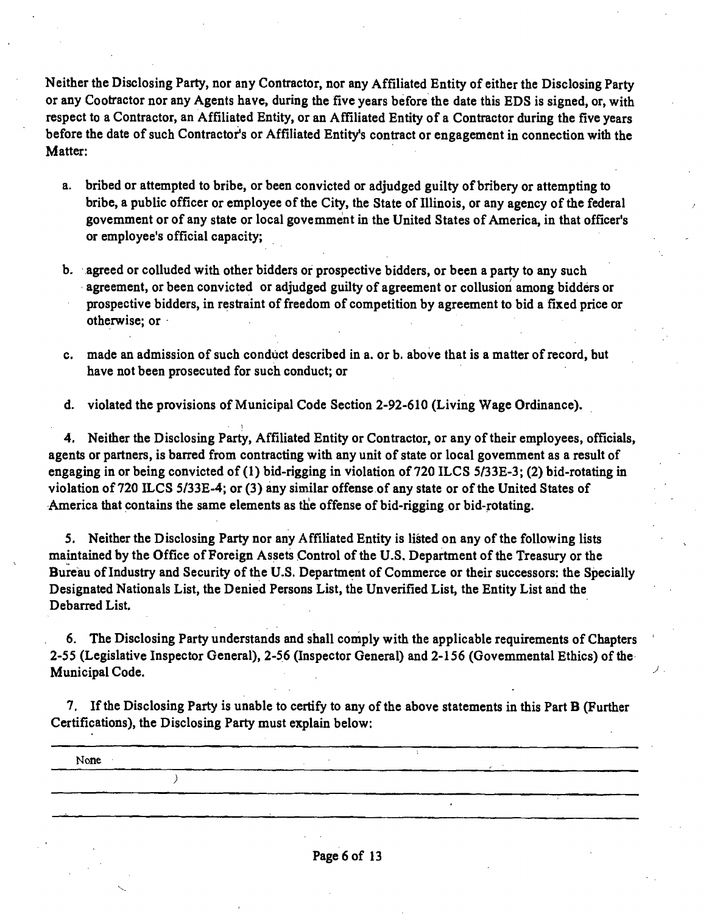Neither the Disclosing Party, nor any Contractor, nor any Affiliated Entity of either the Disclosing Party or any Cootractor nor any Agents have, during the five years before the date this EDS is signed, or, with respect to a Contractor, an Affiliated Entity, or an Affiliated Entity of a Contractor during the five years before the date of such Contractor's or Affiliated Entity's contract or engagement in connection with the Matter:

a. bribed or attempted to bribe, or been convicted or adjudged guilty of bribery or attempting to bribe, a public officer or employee of the City, the State of Illinois, or any agency of the federal govemment or of any state or local govemment in the United States of America, in that officer's or employee's official capacity;

b. agreed or colluded with other bidders or prospective bidders, or been a party to any such agreement, or been convicted or adjudged guilty of agreement or collusion among bidders or prospective bidders, in restraint of freedom of competition by agreement to bid a fixed price or otherwise; or

c. made an admission of such conduct described in a. or b. above that is a matter of record, but have not been prosecuted for such conduct; or

d. violated the provisions of Municipal Code Section 2-92-610 (Living Wage Ordinance).

4. Neither the Disclosing Party, Affiliated Entity or Contractor, or any of their employees, officials, agents or partners, is barred from contracting with any unit of state or local govemment as a result of engaging in or being convicted of (1) bid-rigging in violation of 720 ILCS 5/33E-3; (2) bid-rotating in violation of 720 ILCS 5/33E-4; or (3) any similar offense of any state or of the United States of America that contains the same elements as the offense of bid-rigging or bid-rotating.

5. Neither the Disclosing Party nor any Affiliated Entity is listed on any of the following lists maintained by the Office of Foreign Assets Control of the U.S. Department of the Treasury or the Bureau of Industry and Security of the U.S. Department of Commerce or their successors: the Specially Designated Nationals List, the Denied Persons List, the Unverified List, the Entity List and the Debarred List.

6. The Disclosing Party understands and shall comply with the applicable requirements of Chapters 2-55 (Legislative Inspector General), 2-56 (Inspector General) and 2-156 (Govemmental Ethics) of the Municipal Code.

7. If the Disclosing Party is unable to certify to any of the above statements in this Part B (Further Certifications), the Disclosing Party must explain below:

None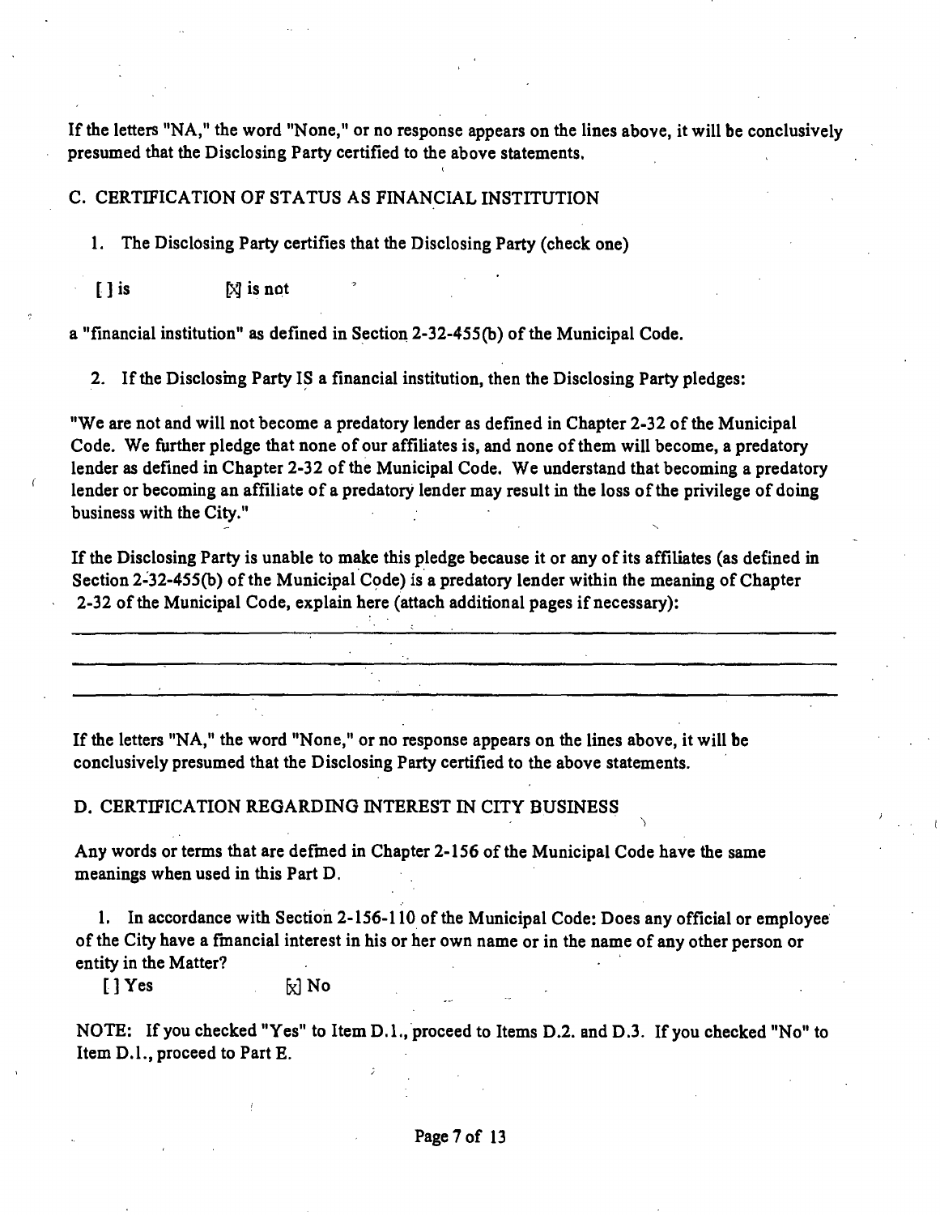If the letters "NA," the word "None," or no response appears on the lines above, it will be conclusively presumed that the Disclosing Party certified to the above statements.

C. CERTIFICATION OF STATUS AS FINANCIAL INSTITUTION

1. The Disclosing Party certifies that the Disclosing Party (check one)

[ ] is [X] is not

a "financial institution" as defined in Section 2-32-455(b) of the Municipal Code.

2. If the Disclosing Party IS a financial institution, then the Disclosing Party pledges:

"We are not and will not become a predatory lender as defined in Chapter 2-32 of the Municipal Code. We further pledge that none of our affiliates is, and none of them will become, a predatory lender as defined in Chapter 2-32 of the Municipal Code. We understand that becoming a predatory lender or becoming an affiliate of a predatory lender may result in the loss of the privilege of doing business with the City."

If the Disclosing Party is unable to make this pledge because it or any of its affiliates (as defined in Section 2-32-455(b) of the Municipal Code) is a predatory lender within the meaning of Chapter 2-32 of the Municipal Code, explain here (attach additional pages if necessary):

---

---

---

If the letters "NA," the word "None," or no response appears on the lines above, it will be conclusively presumed that the Disclosing Party certified to the above statements.

D. CERTIFICATION REGARDING INTEREST IN CITY BUSINESS

Any words or terms that are defined in Chapter 2-156 of the Municipal Code have the same meanings when used in this Part D.

1. In accordance with Section 2-156-110 of the Municipal Code: Does any official or employee of the City have a financial interest in his or her own name or in the name of any other person or entity in the Matter?

[ ] Yes [X] No

NOTE: If you checked "Yes" to Item D.1., proceed to Items D.2. and D.3. If you checked "No" to Item D.1., proceed to Part E.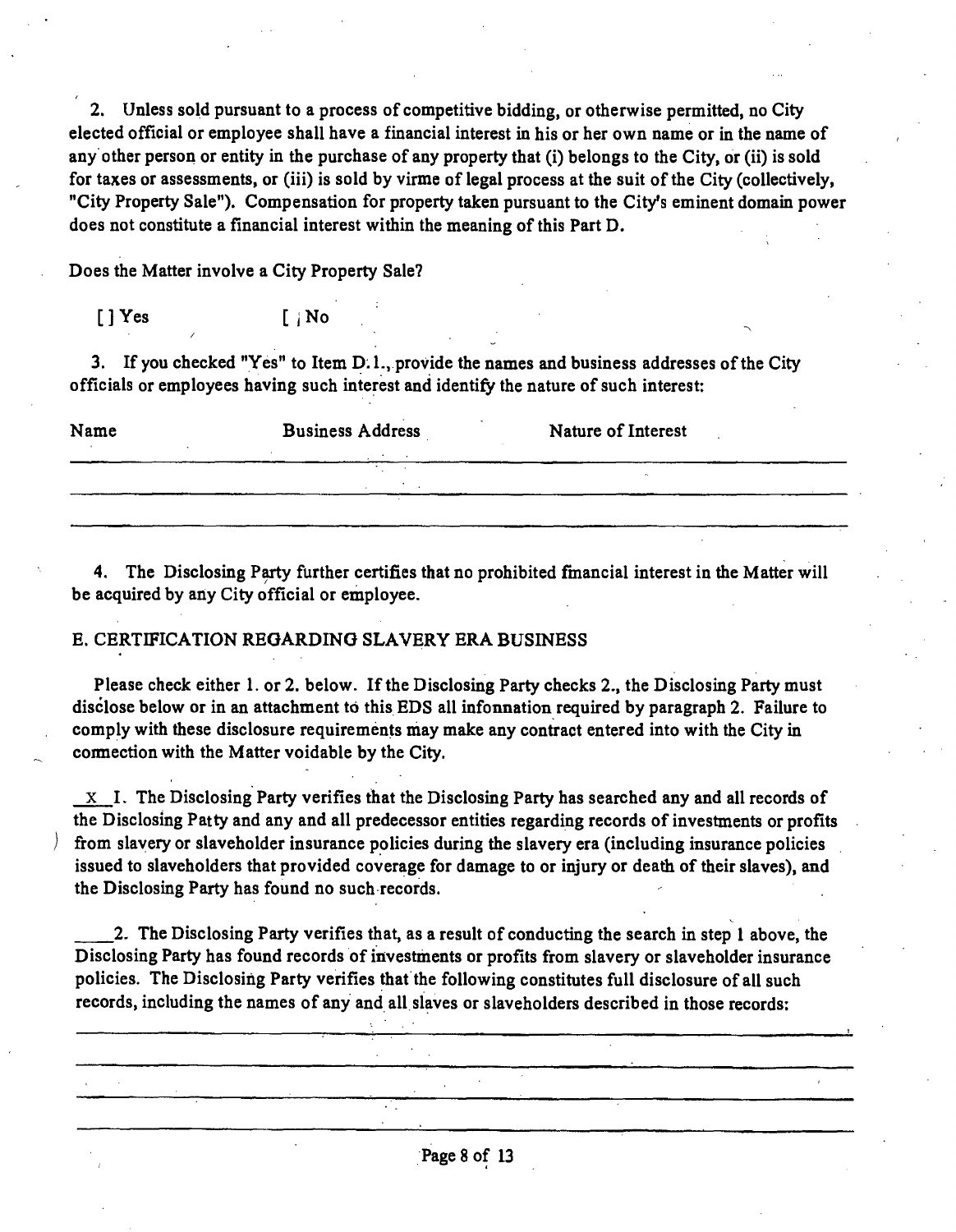2. Unless sold pursuant to a process of competitive bidding, or otherwise permitted, no City elected official or employee shall have a financial interest in his or her own name or in the name of any other person or entity in the purchase of any property that (i) belongs to the City, or (ii) is sold for taxes or assessments, or (iii) is sold by virme of legal process at the suit of the City (collectively, "City Property Sale"). Compensation for property taken pursuant to the City's eminent domain power does not constitute a financial interest within the meaning of this Part D.

Does the Matter involve a City Property Sale?

[ ] Yes [ ; No

3. If you checked "Yes" to Item D.1., provide the names and business addresses of the City officials or employees having such interest and identify the nature of such interest:

| Name | Business Address | Nature of Interest |
|---|---|---|
| | | |
| | | |
| | | |

4. The Disclosing Party further certifies that no prohibited financial interest in the Matter will be acquired by any City official or employee.

E. CERTIFICATION REGARDING SLAVERY ERA BUSINESS

Please check either 1. or 2. below. If the Disclosing Party checks 2., the Disclosing Party must disclose below or in an attachment to this EDS all infonnation required by paragraph 2. Failure to comply with these disclosure requirements may make any contract entered into with the City in connection with the Matter voidable by the City.

_X_ 1. The Disclosing Party verifies that the Disclosing Party has searched any and all records of the Disclosing Patty and any and all predecessor entities regarding records of investments or profits from slavery or slaveholder insurance policies during the slavery era (including insurance policies issued to slaveholders that provided coverage for damage to or injury or death of their slaves), and the Disclosing Party has found no such records.

____2. The Disclosing Party verifies that, as a result of conducting the search in step 1 above, the Disclosing Party has found records of investments or profits from slavery or slaveholder insurance policies. The Disclosing Party verifies that the following constitutes full disclosure of all such records, including the names of any and all slaves or slaveholders described in those records:

______________________________________________________________________________

______________________________________________________________________________

______________________________________________________________________________

______________________________________________________________________________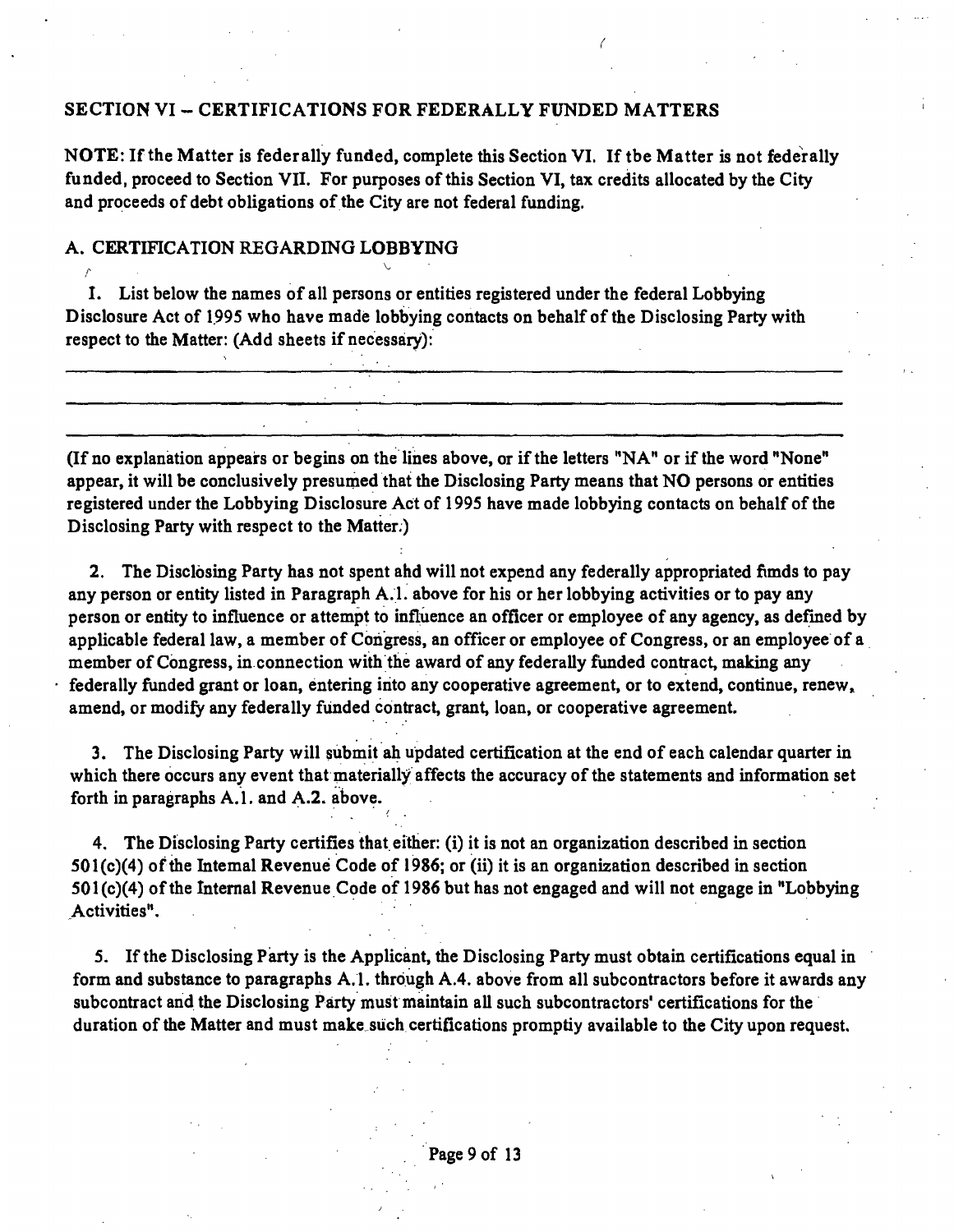## SECTION VI – CERTIFICATIONS FOR FEDERALLY FUNDED MATTERS

**NOTE:** If the Matter is federally funded, complete this Section VI. If tbe Matter is not federally funded, proceed to Section VII. For purposes of this Section VI, tax credits allocated by the City and proceeds of debt obligations of the City are not federal funding.

### A. CERTIFICATION REGARDING LOBBYING

1. List below the names of all persons or entities registered under the federal Lobbying Disclosure Act of 1995 who have made lobbying contacts on behalf of the Disclosing Party with respect to the Matter: (Add sheets if necessary):

\_\_\_\_\_\_\_\_\_\_\_\_\_\_\_\_\_\_\_\_\_\_\_\_\_\_\_\_\_\_\_\_\_\_\_\_\_\_\_\_\_\_\_\_\_\_\_\_\_\_\_\_\_\_\_\_\_\_\_\_

\_\_\_\_\_\_\_\_\_\_\_\_\_\_\_\_\_\_\_\_\_\_\_\_\_\_\_\_\_\_\_\_\_\_\_\_\_\_\_\_\_\_\_\_\_\_\_\_\_\_\_\_\_\_\_\_\_\_\_\_

\_\_\_\_\_\_\_\_\_\_\_\_\_\_\_\_\_\_\_\_\_\_\_\_\_\_\_\_\_\_\_\_\_\_\_\_\_\_\_\_\_\_\_\_\_\_\_\_\_\_\_\_\_\_\_\_\_\_\_\_

(If no explanation appears or begins on the lines above, or if the letters "NA" or if the word "None" appear, it will be conclusively presumed that the Disclosing Party means that NO persons or entities registered under the Lobbying Disclosure Act of 1995 have made lobbying contacts on behalf of the Disclosing Party with respect to the Matter.)

2. The Disclosing Party has not spent ahd will not expend any federally appropriated fimds to pay any person or entity listed in Paragraph A.1. above for his or her lobbying activities or to pay any person or entity to influence or attempt to influence an officer or employee of any agency, as defined by applicable federal law, a member of Congress, an officer or employee of Congress, or an employee of a member of Congress, in connection with the award of any federally funded contract, making any federally funded grant or loan, entering into any cooperative agreement, or to extend, continue, renew, amend, or modify any federally funded contract, grant, loan, or cooperative agreement.

3. The Disclosing Party will submit ah updated certification at the end of each calendar quarter in which there occurs any event that materially affects the accuracy of the statements and information set forth in paragraphs A.1. and A.2. above.

4. The Disclosing Party certifies that either: (i) it is not an organization described in section 501(c)(4) of the Intemal Revenue Code of 1986; or (ii) it is an organization described in section 501(c)(4) of the Internal Revenue Code of 1986 but has not engaged and will not engage in "Lobbying Activities".

5. If the Disclosing Party is the Applicant, the Disclosing Party must obtain certifications equal in form and substance to paragraphs A.1. through A.4. above from all subcontractors before it awards any subcontract and the Disclosing Party must maintain all such subcontractors' certifications for the duration of the Matter and must make such certifications promptiy available to the City upon request.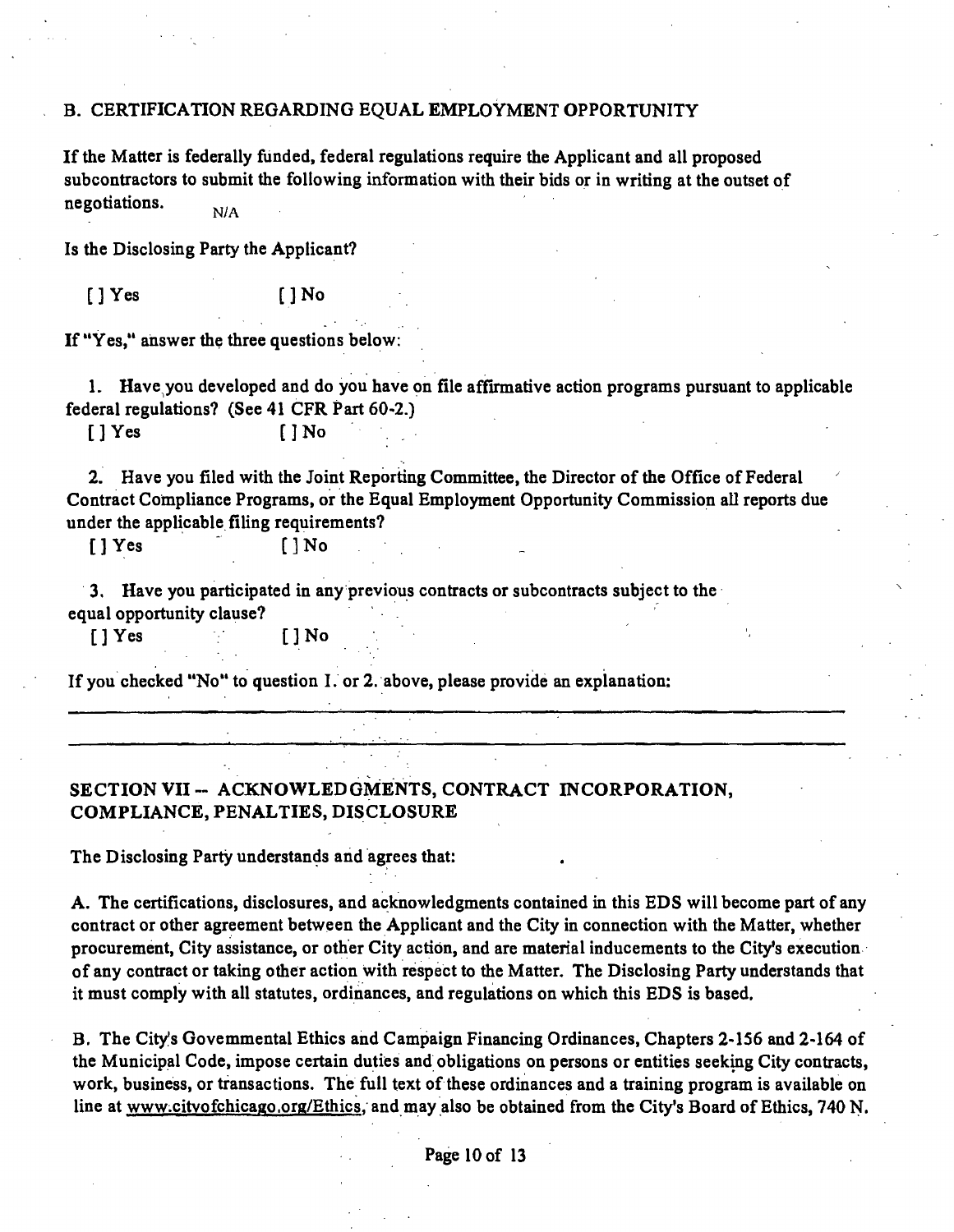## B. CERTIFICATION REGARDING EQUAL EMPLOYMENT OPPORTUNITY

If the Matter is federally funded, federal regulations require the Applicant and all proposed subcontractors to submit the following information with their bids or in writing at the outset of negotiations. N/A

Is the Disclosing Party the Applicant?

[ ] Yes [ ] No

If "Yes," answer the three questions below:

1. Have you developed and do you have on file affirmative action programs pursuant to applicable federal regulations? (See 41 CFR Part 60-2.)

   [ ] Yes [ ] No

2. Have you filed with the Joint Reporting Committee, the Director of the Office of Federal Contract Compliance Programs, or the Equal Employment Opportunity Commission all reports due under the applicable filing requirements?

   [ ] Yes [ ] No

3. Have you participated in any previous contracts or subcontracts subject to the equal opportunity clause?

   [ ] Yes [ ] No

If you checked "No" to question 1. or 2. above, please provide an explanation:

______________________________________________________________________________

______________________________________________________________________________

## SECTION VII -- ACKNOWLEDGMENTS, CONTRACT INCORPORATION, COMPLIANCE, PENALTIES, DISCLOSURE

The Disclosing Party understands and agrees that:

A. The certifications, disclosures, and acknowledgments contained in this EDS will become part of any contract or other agreement between the Applicant and the City in connection with the Matter, whether procurement, City assistance, or other City action, and are material inducements to the City's execution of any contract or taking other action with respect to the Matter. The Disclosing Party understands that it must comply with all statutes, ordinances, and regulations on which this EDS is based.

B. The City's Governmental Ethics and Campaign Financing Ordinances, Chapters 2-156 and 2-164 of the Municipal Code, impose certain duties and obligations on persons or entities seeking City contracts, work, business, or transactions. The full text of these ordinances and a training program is available on line at www.cityofchicago.org/Ethics, and may also be obtained from the City's Board of Ethics, 740 N.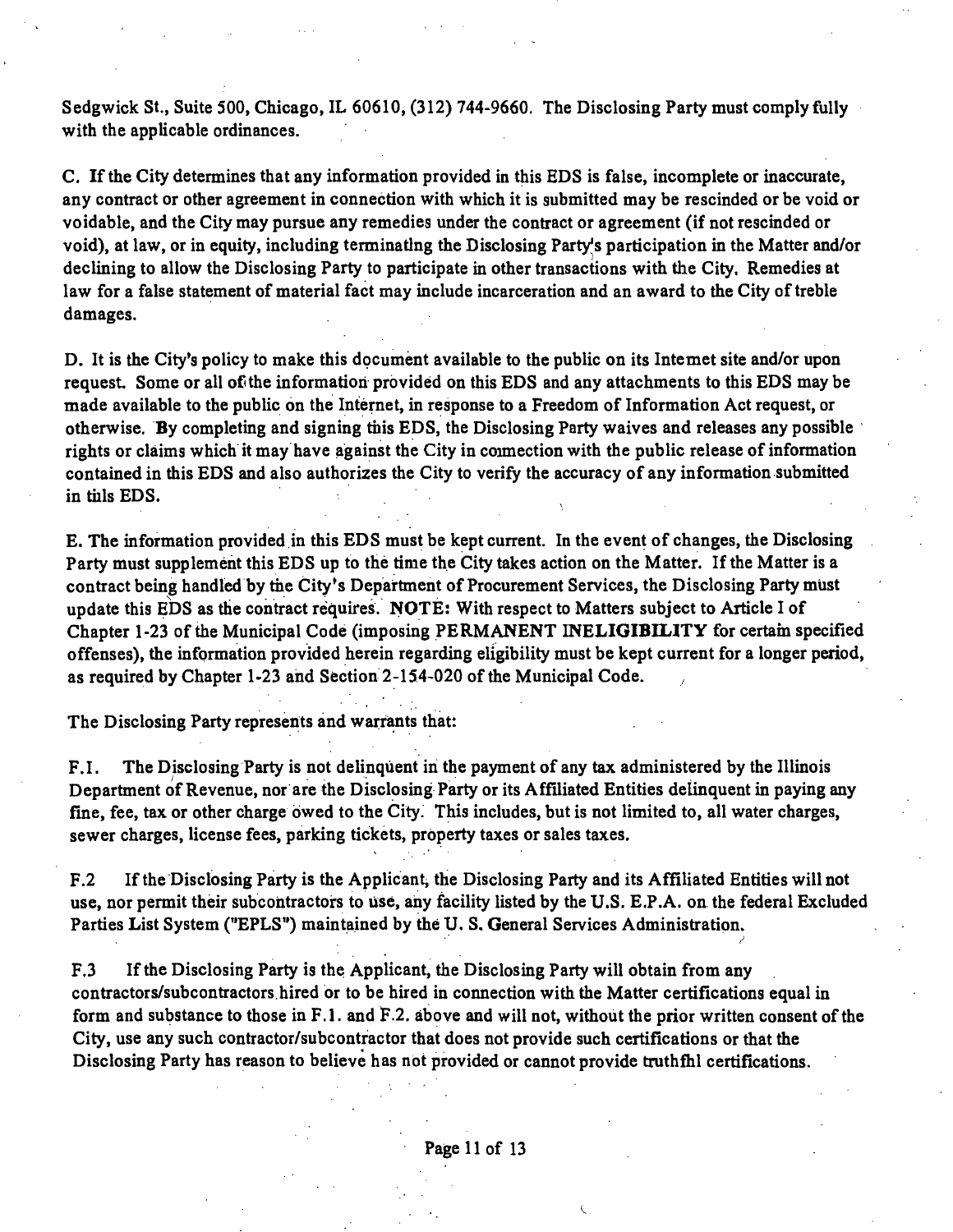Sedgwick St., Suite 500, Chicago, IL 60610, (312) 744-9660. The Disclosing Party must comply fully with the applicable ordinances.

C. If the City determines that any information provided in this EDS is false, incomplete or inaccurate, any contract or other agreement in connection with which it is submitted may be rescinded or be void or voidable, and the City may pursue any remedies under the contract or agreement (if not rescinded or void), at law, or in equity, including terminating the Disclosing Party's participation in the Matter and/or declining to allow the Disclosing Party to participate in other transactions with the City. Remedies at law for a false statement of material fact may include incarceration and an award to the City of treble damages.

D. It is the City's policy to make this document available to the public on its Internet site and/or upon request. Some or all of the information provided on this EDS and any attachments to this EDS may be made available to the public on the Internet, in response to a Freedom of Information Act request, or otherwise. By completing and signing this EDS, the Disclosing Party waives and releases any possible rights or claims which it may have against the City in connection with the public release of information contained in this EDS and also authorizes the City to verify the accuracy of any information submitted in this EDS.

E. The information provided in this EDS must be kept current. In the event of changes, the Disclosing Party must supplement this EDS up to the time the City takes action on the Matter. If the Matter is a contract being handled by the City's Department of Procurement Services, the Disclosing Party must update this EDS as the contract requires. **NOTE:** With respect to Matters subject to Article I of Chapter 1-23 of the Municipal Code (imposing **PERMANENT INELIGIBILITY** for certain specified offenses), the information provided herein regarding eligibility must be kept current for a longer period, as required by Chapter 1-23 and Section 2-154-020 of the Municipal Code.

The Disclosing Party represents and warrants that:

F.1. The Disclosing Party is not delinquent in the payment of any tax administered by the Illinois Department of Revenue, nor are the Disclosing Party or its Affiliated Entities delinquent in paying any fine, fee, tax or other charge owed to the City. This includes, but is not limited to, all water charges, sewer charges, license fees, parking tickets, property taxes or sales taxes.

F.2 If the Disclosing Party is the Applicant, the Disclosing Party and its Affiliated Entities will not use, nor permit their subcontractors to use, any facility listed by the U.S. E.P.A. on the federal Excluded Parties List System ("EPLS") maintained by the U. S. General Services Administration.

F.3 If the Disclosing Party is the Applicant, the Disclosing Party will obtain from any contractors/subcontractors hired or to be hired in connection with the Matter certifications equal in form and substance to those in F.1. and F.2. above and will not, without the prior written consent of the City, use any such contractor/subcontractor that does not provide such certifications or that the Disclosing Party has reason to believe has not provided or cannot provide truthful certifications.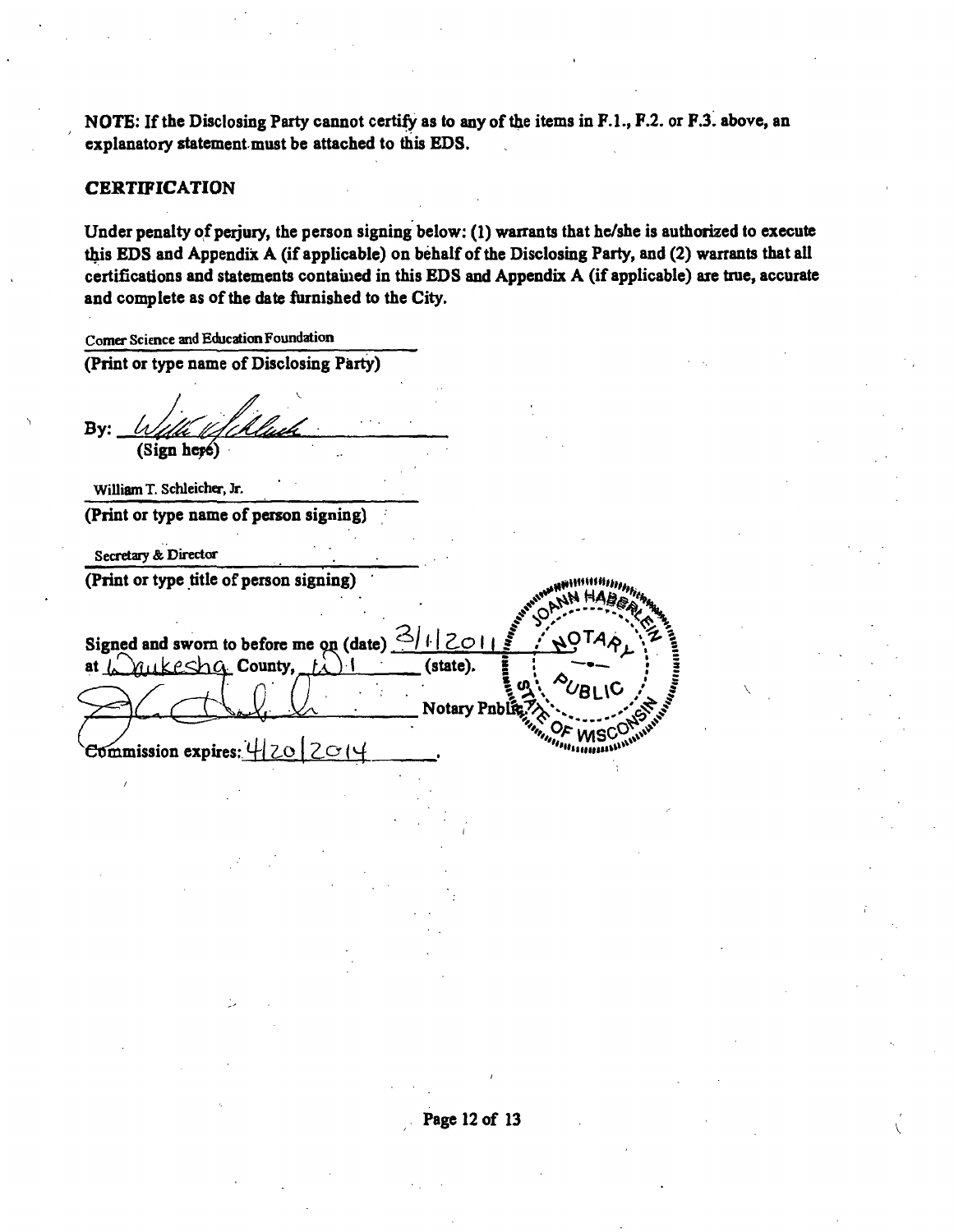**NOTE: If the Disclosing Party cannot certify as to any of the items in F.1., F.2. or F.3. above, an explanatory statement must be attached to this EDS.**

**CERTIFICATION**

**Under penalty of perjury, the person signing below: (1) warrants that he/she is authorized to execute this EDS and Appendix A (if applicable) on behalf of the Disclosing Party, and (2) warrants that all certifications and statements contained in this EDS and Appendix A (if applicable) are true, accurate and complete as of the date furnished to the City.**

Comer Science and Education Foundation

**(Print or type name of Disclosing Party)**

**By:** _______________

**(Sign here)**

William T. Schleicher, Jr.

**(Print or type name of person signing)**

Secretary & Director

**(Print or type title of person signing)**

**Signed and sworn to before me on (date)** 3/1/2011
**at** Waukesha **County,** WI **(state).**

_______________ **Notary Public**

**Commission expires:** 4/20/2014.

JOANN HABERLEIN NOTARY PUBLIC STATE OF WISCONSIN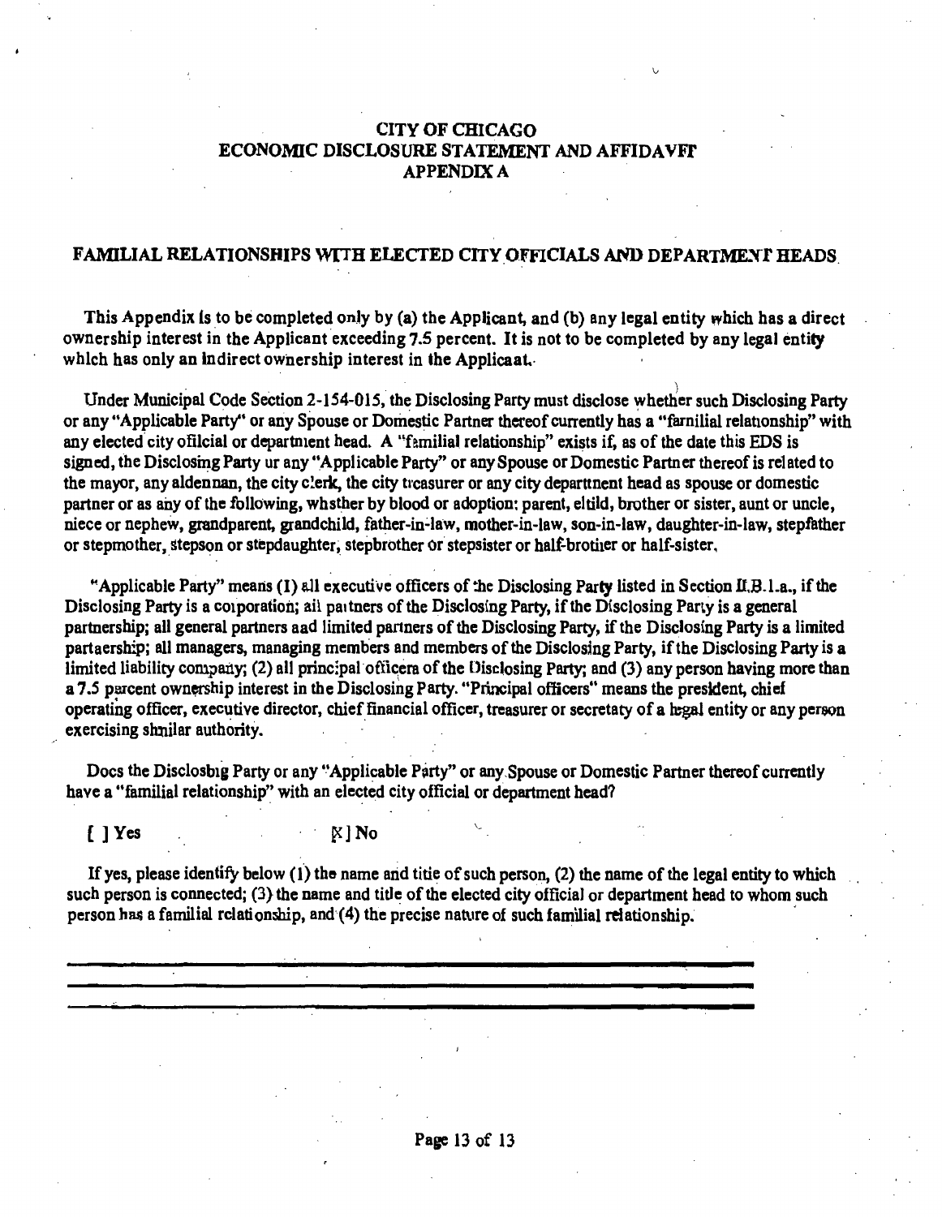# CITY OF CHICAGO
# ECONOMIC DISCLOSURE STATEMENT AND AFFIDAVIT
# APPENDIX A

## FAMILIAL RELATIONSHIPS WITH ELECTED CITY OFFICIALS AND DEPARTMENT HEADS

**This Appendix is to be completed only by (a) the Applicant, and (b) any legal entity which has a direct ownership interest in the Applicant exceeding 7.5 percent. It is not to be completed by any legal entity which has only an indirect ownership interest in the Applicant.**

Under Municipal Code Section 2-154-015, the Disclosing Party must disclose whether such Disclosing Party or any "Applicable Party" or any Spouse or Domestic Partner thereof currently has a "familial relationship" with any elected city official or department head. A "familial relationship" exists if, as of the date this EDS is signed, the Disclosing Party or any "Applicable Party" or any Spouse or Domestic Partner thereof is related to the mayor, any alderman, the city clerk, the city treasurer or any city department head as spouse or domestic partner or as any of the following, whether by blood or adoption: parent, child, brother or sister, aunt or uncle, niece or nephew, grandparent, grandchild, father-in-law, mother-in-law, son-in-law, daughter-in-law, stepfather or stepmother, stepson or stepdaughter, stepbrother or stepsister or half-brother or half-sister.

"Applicable Party" means (1) all executive officers of the Disclosing Party listed in Section II.B.1.a., if the Disclosing Party is a corporation; all partners of the Disclosing Party, if the Disclosing Party is a general partnership; all general partners and limited partners of the Disclosing Party, if the Disclosing Party is a limited partnership; all managers, managing members and members of the Disclosing Party, if the Disclosing Party is a limited liability company; (2) all principal officers of the Disclosing Party; and (3) any person having more than a 7.5 percent ownership interest in the Disclosing Party. "Principal officers" means the president, chief operating officer, executive director, chief financial officer, treasurer or secretary of a legal entity or any person exercising similar authority.

Does the Disclosing Party or any "Applicable Party" or any Spouse or Domestic Partner thereof currently have a "familial relationship" with an elected city official or department head?

[ ] Yes [X] No

If yes, please identify below (1) the name and title of such person, (2) the name of the legal entity to which such person is connected; (3) the name and title of the elected city official or department head to whom such person has a familial relationship, and (4) the precise nature of such familial relationship.